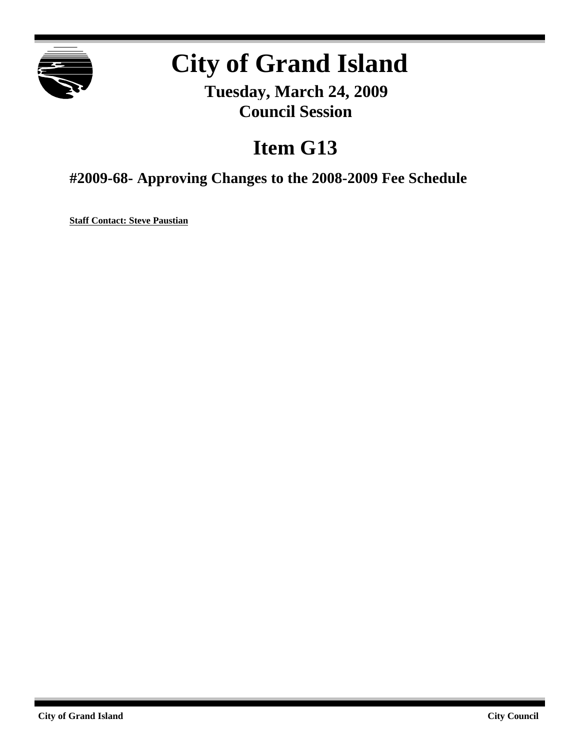# City of Grand Island

## Tuesday, March 24, 2009
## Council Session

# Item G13

### #2009-68- Approving Changes to the 2008-2009 Fee Schedule

**Staff Contact: Steve Paustian**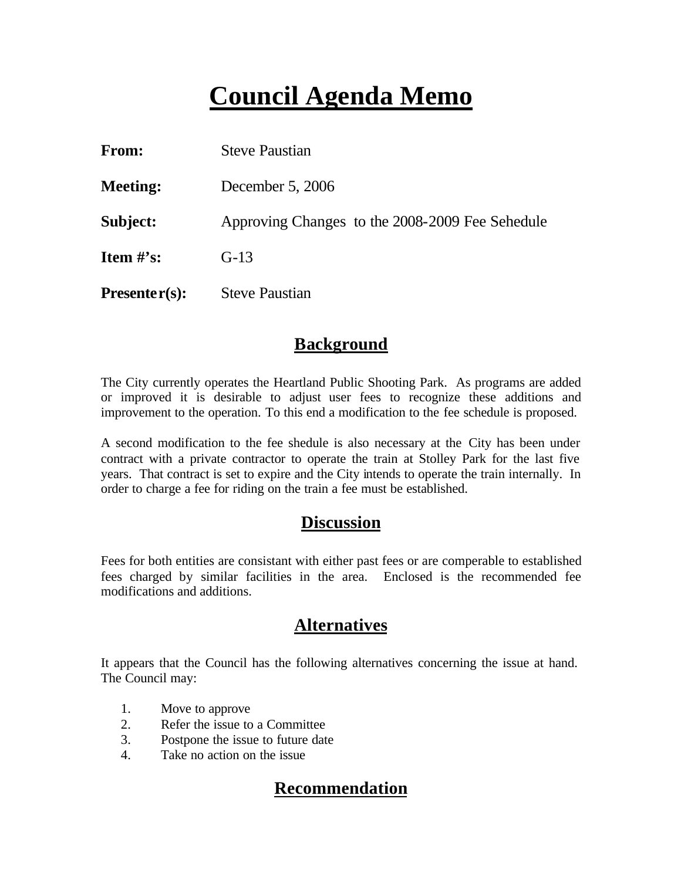# Council Agenda Memo

**From:** Steve Paustian

**Meeting:** December 5, 2006

**Subject:** Approving Changes to the 2008-2009 Fee Sehedule

**Item #'s:** G-13

**Presenter(s):** Steve Paustian

## Background

The City currently operates the Heartland Public Shooting Park. As programs are added or improved it is desirable to adjust user fees to recognize these additions and improvement to the operation. To this end a modification to the fee schedule is proposed.

A second modification to the fee shedule is also necessary at the City has been under contract with a private contractor to operate the train at Stolley Park for the last five years. That contract is set to expire and the City intends to operate the train internally. In order to charge a fee for riding on the train a fee must be established.

## Discussion

Fees for both entities are consistant with either past fees or are comperable to established fees charged by similar facilities in the area. Enclosed is the recommended fee modifications and additions.

## Alternatives

It appears that the Council has the following alternatives concerning the issue at hand. The Council may:

1. Move to approve
2. Refer the issue to a Committee
3. Postpone the issue to future date
4. Take no action on the issue

## Recommendation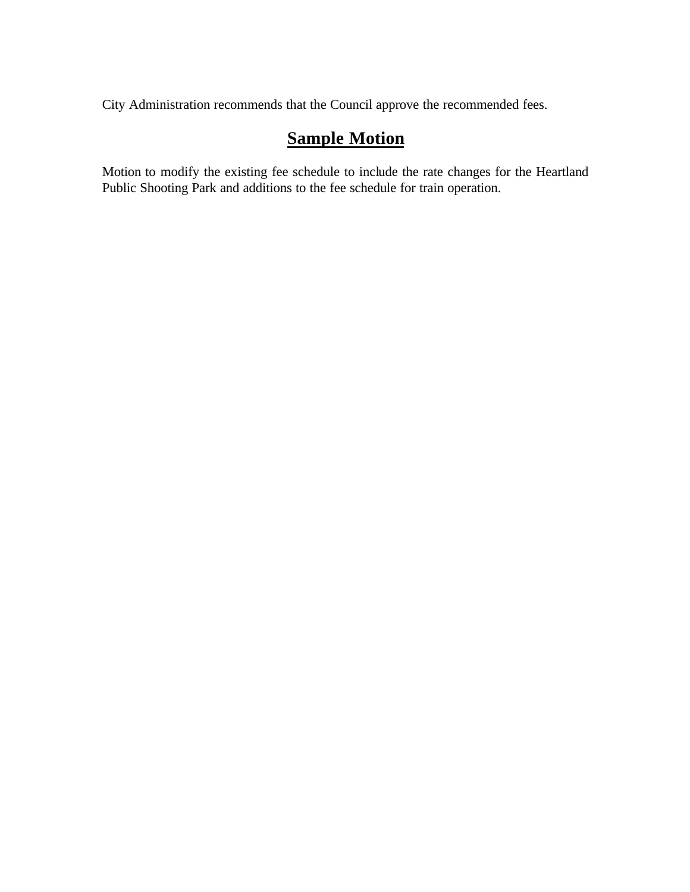City Administration recommends that the Council approve the recommended fees.

## Sample Motion

Motion to modify the existing fee schedule to include the rate changes for the Heartland Public Shooting Park and additions to the fee schedule for train operation.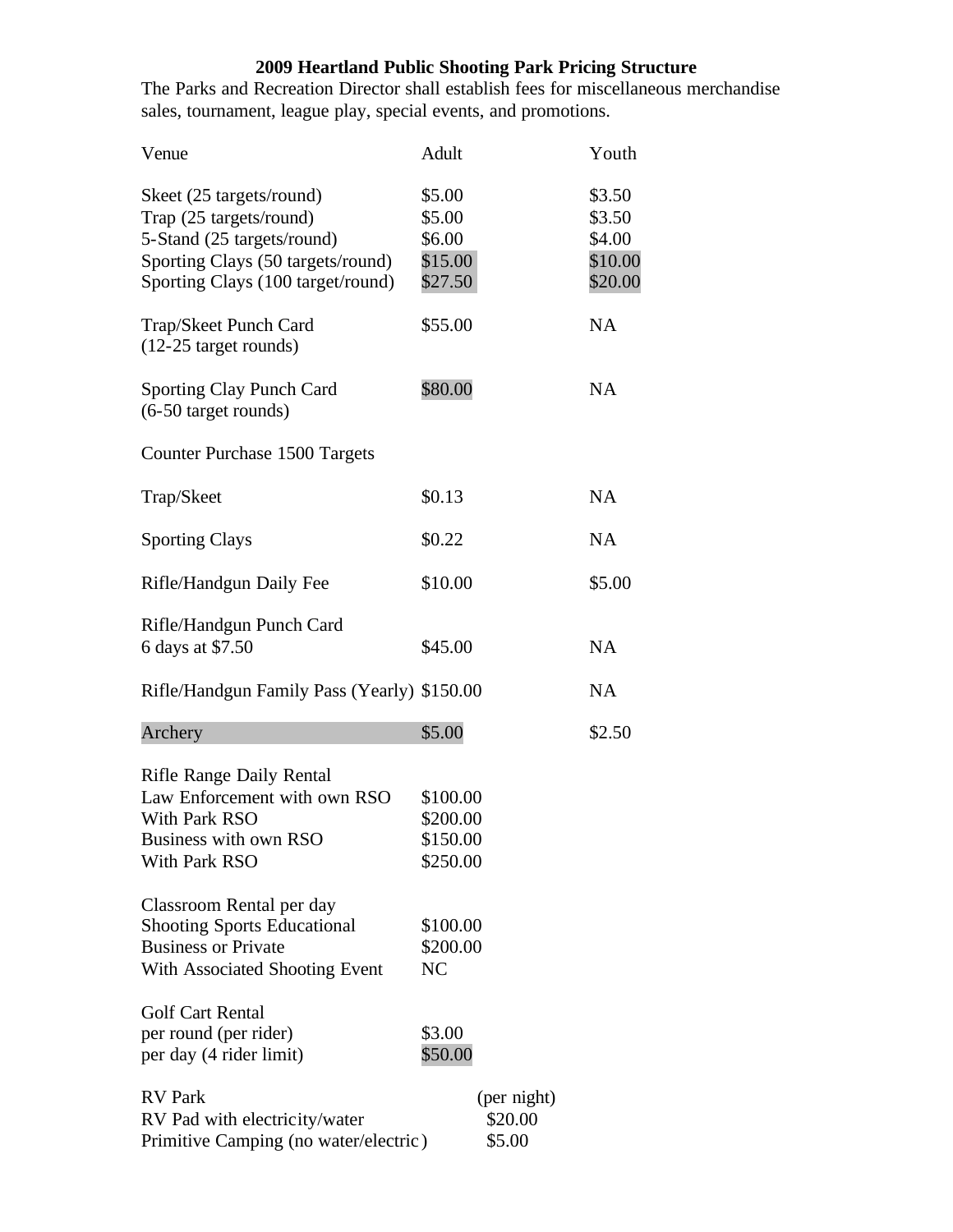**2009 Heartland Public Shooting Park Pricing Structure**

The Parks and Recreation Director shall establish fees for miscellaneous merchandise sales, tournament, league play, special events, and promotions.

| Venue | Adult | Youth |
|---|---|---|
| Skeet (25 targets/round) | $5.00 | $3.50 |
| Trap (25 targets/round) | $5.00 | $3.50 |
| 5-Stand (25 targets/round) | $6.00 | $4.00 |
| Sporting Clays (50 targets/round) | $15.00 | $10.00 |
| Sporting Clays (100 target/round) | $27.50 | $20.00 |
| Trap/Skeet Punch Card (12-25 target rounds) | $55.00 | NA |
| Sporting Clay Punch Card (6-50 target rounds) | $80.00 | NA |
| Counter Purchase 1500 Targets | | |
| Trap/Skeet | $0.13 | NA |
| Sporting Clays | $0.22 | NA |
| Rifle/Handgun Daily Fee | $10.00 | $5.00 |
| Rifle/Handgun Punch Card 6 days at $7.50 | $45.00 | NA |
| Rifle/Handgun Family Pass (Yearly) | $150.00 | NA |
| Archery | $5.00 | $2.50 |

| Rifle Range Daily Rental | |
|---|---|
| Law Enforcement with own RSO | $100.00 |
| With Park RSO | $200.00 |
| Business with own RSO | $150.00 |
| With Park RSO | $250.00 |

| Classroom Rental per day | |
|---|---|
| Shooting Sports Educational | $100.00 |
| Business or Private | $200.00 |
| With Associated Shooting Event | NC |

| Golf Cart Rental | |
|---|---|
| per round (per rider) | $3.00 |
| per day (4 rider limit) | $50.00 |

| RV Park | (per night) |
|---|---|
| RV Pad with electricity/water | $20.00 |
| Primitive Camping (no water/electric) | $5.00 |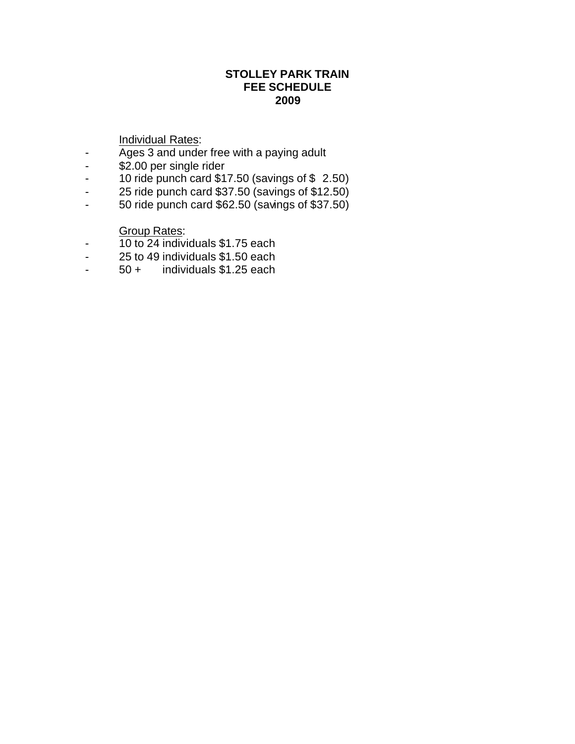# STOLLEY PARK TRAIN
# FEE SCHEDULE
# 2009

Individual Rates:

- Ages 3 and under free with a paying adult
- $2.00 per single rider
- 10 ride punch card $17.50 (savings of $ 2.50)
- 25 ride punch card $37.50 (savings of $12.50)
- 50 ride punch card $62.50 (savings of $37.50)

Group Rates:

- 10 to 24 individuals $1.75 each
- 25 to 49 individuals $1.50 each
- 50 + individuals $1.25 each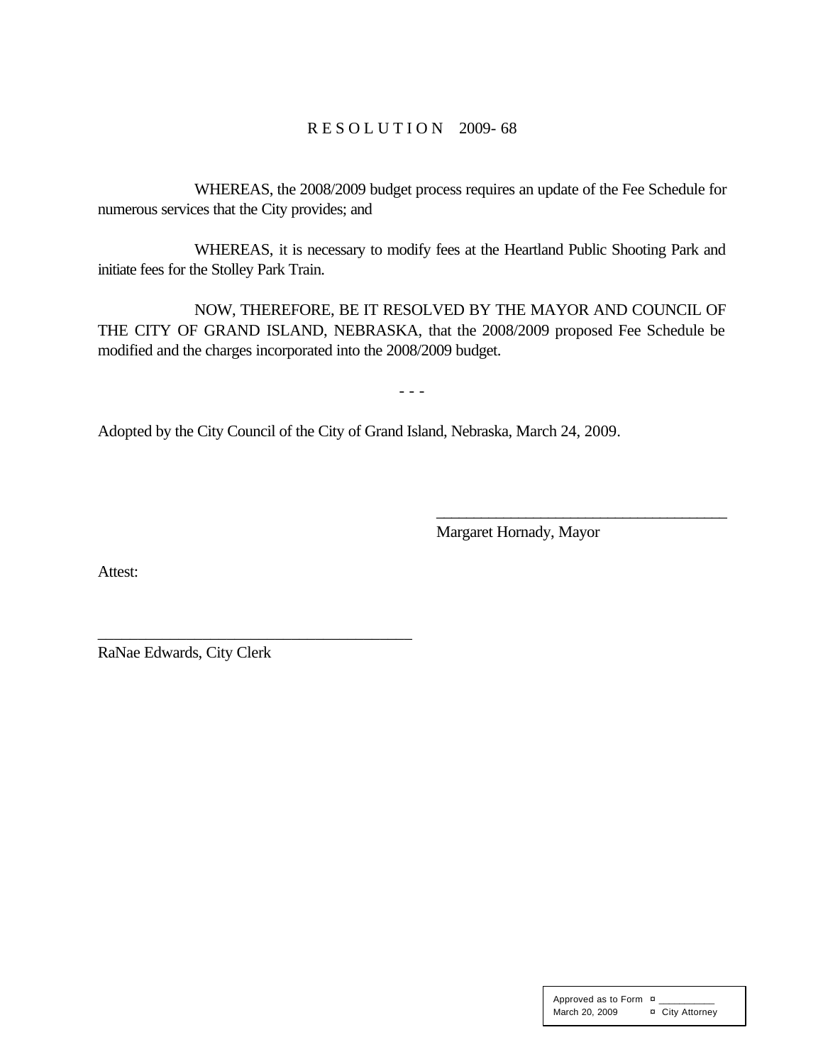# R E S O L U T I O N 2009- 68

WHEREAS, the 2008/2009 budget process requires an update of the Fee Schedule for numerous services that the City provides; and

WHEREAS, it is necessary to modify fees at the Heartland Public Shooting Park and initiate fees for the Stolley Park Train.

NOW, THEREFORE, BE IT RESOLVED BY THE MAYOR AND COUNCIL OF THE CITY OF GRAND ISLAND, NEBRASKA, that the 2008/2009 proposed Fee Schedule be modified and the charges incorporated into the 2008/2009 budget.

- - -

Adopted by the City Council of the City of Grand Island, Nebraska, March 24, 2009.

_____________________________________
Margaret Hornady, Mayor

Attest:

_____________________________________
RaNae Edwards, City Clerk

| | |
|---|---|
| Approved as to Form | ¤ __________ |
| March 20, 2009 | ¤ City Attorney |